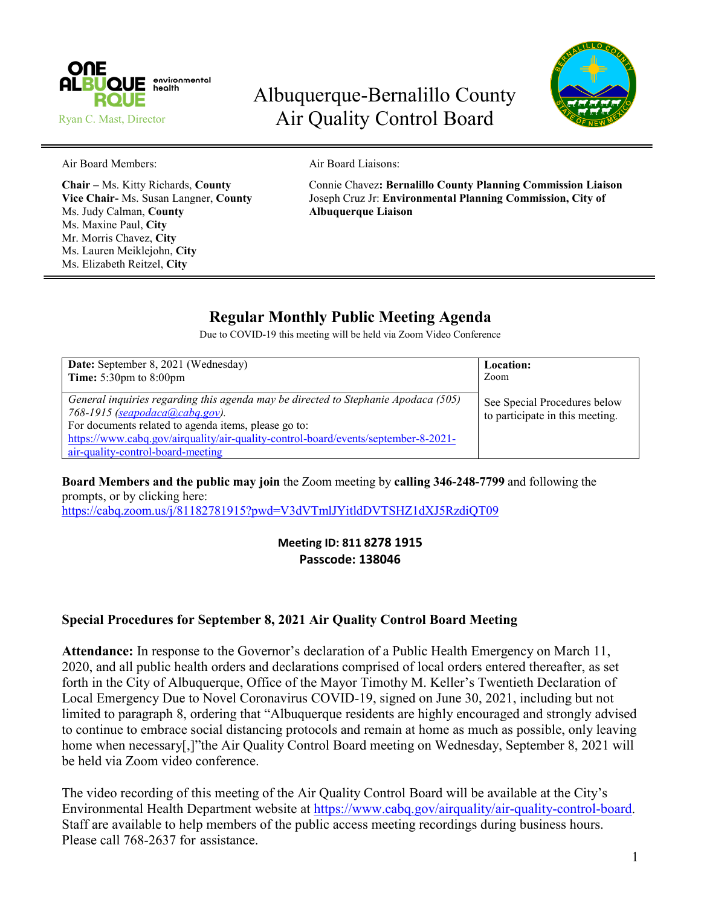ONE ALBUQUERQUE environmental health

Ryan C. Mast, Director

# Albuquerque-Bernalillo County Air Quality Control Board

Air Board Members:

**Chair –** Ms. Kitty Richards, **County**
**Vice Chair-** Ms. Susan Langner, **County**
Ms. Judy Calman, **County**
Ms. Maxine Paul, **City**
Mr. Morris Chavez, **City**
Ms. Lauren Meiklejohn, **City**
Ms. Elizabeth Reitzel, **City**

Air Board Liaisons:

Connie Chavez**: Bernalillo County Planning Commission Liaison**
Joseph Cruz Jr: **Environmental Planning Commission, City of Albuquerque Liaison**

## Regular Monthly Public Meeting Agenda

Due to COVID-19 this meeting will be held via Zoom Video Conference

| **Date:** September 8, 2021 (Wednesday)<br>**Time:** 5:30pm to 8:00pm | **Location:**<br>Zoom |
|---|---|
| *General inquiries regarding this agenda may be directed to Stephanie Apodaca (505) 768-1915 (seapodaca@cabq.gov).*<br>For documents related to agenda items, please go to:<br>https://www.cabq.gov/airquality/air-quality-control-board/events/september-8-2021-air-quality-control-board-meeting | See Special Procedures below to participate in this meeting. |

**Board Members and the public may join** the Zoom meeting by **calling 346-248-7799** and following the prompts, or by clicking here:
https://cabq.zoom.us/j/81182781915?pwd=V3dVTmlJYitldDVTSHZ1dXJ5RzdiQT09

**Meeting ID: 811 8278 1915**
**Passcode: 138046**

### Special Procedures for September 8, 2021 Air Quality Control Board Meeting

**Attendance:** In response to the Governor's declaration of a Public Health Emergency on March 11, 2020, and all public health orders and declarations comprised of local orders entered thereafter, as set forth in the City of Albuquerque, Office of the Mayor Timothy M. Keller's Twentieth Declaration of Local Emergency Due to Novel Coronavirus COVID-19, signed on June 30, 2021, including but not limited to paragraph 8, ordering that "Albuquerque residents are highly encouraged and strongly advised to continue to embrace social distancing protocols and remain at home as much as possible, only leaving home when necessary[,]"the Air Quality Control Board meeting on Wednesday, September 8, 2021 will be held via Zoom video conference.

The video recording of this meeting of the Air Quality Control Board will be available at the City's Environmental Health Department website at https://www.cabq.gov/airquality/air-quality-control-board. Staff are available to help members of the public access meeting recordings during business hours. Please call 768-2637 for assistance.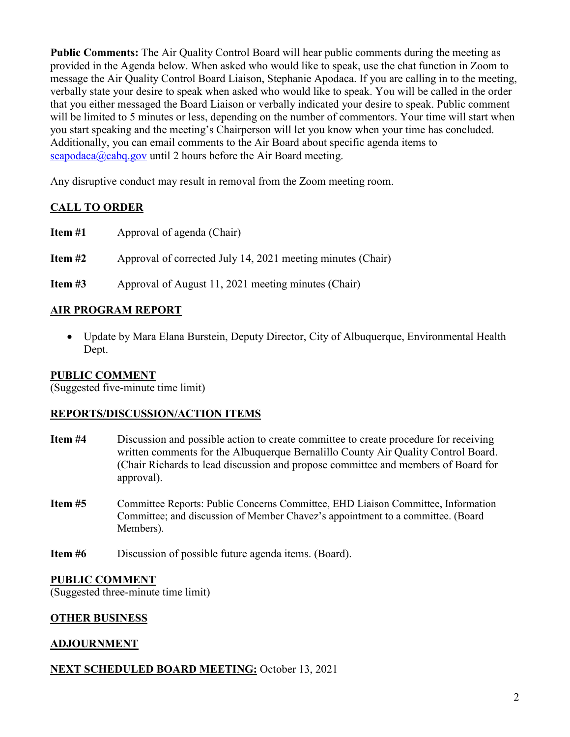**Public Comments:** The Air Quality Control Board will hear public comments during the meeting as provided in the Agenda below. When asked who would like to speak, use the chat function in Zoom to message the Air Quality Control Board Liaison, Stephanie Apodaca. If you are calling in to the meeting, verbally state your desire to speak when asked who would like to speak. You will be called in the order that you either messaged the Board Liaison or verbally indicated your desire to speak. Public comment will be limited to 5 minutes or less, depending on the number of commentors. Your time will start when you start speaking and the meeting's Chairperson will let you know when your time has concluded. Additionally, you can email comments to the Air Board about specific agenda items to seapodaca@cabq.gov until 2 hours before the Air Board meeting.

Any disruptive conduct may result in removal from the Zoom meeting room.

## CALL TO ORDER

**Item #1** Approval of agenda (Chair)

**Item #2** Approval of corrected July 14, 2021 meeting minutes (Chair)

**Item #3** Approval of August 11, 2021 meeting minutes (Chair)

## AIR PROGRAM REPORT

- Update by Mara Elana Burstein, Deputy Director, City of Albuquerque, Environmental Health Dept.

## PUBLIC COMMENT

(Suggested five-minute time limit)

## REPORTS/DISCUSSION/ACTION ITEMS

**Item #4** Discussion and possible action to create committee to create procedure for receiving written comments for the Albuquerque Bernalillo County Air Quality Control Board. (Chair Richards to lead discussion and propose committee and members of Board for approval).

**Item #5** Committee Reports: Public Concerns Committee, EHD Liaison Committee, Information Committee; and discussion of Member Chavez's appointment to a committee. (Board Members).

**Item #6** Discussion of possible future agenda items. (Board).

## PUBLIC COMMENT

(Suggested three-minute time limit)

## OTHER BUSINESS

## ADJOURNMENT

**NEXT SCHEDULED BOARD MEETING:** October 13, 2021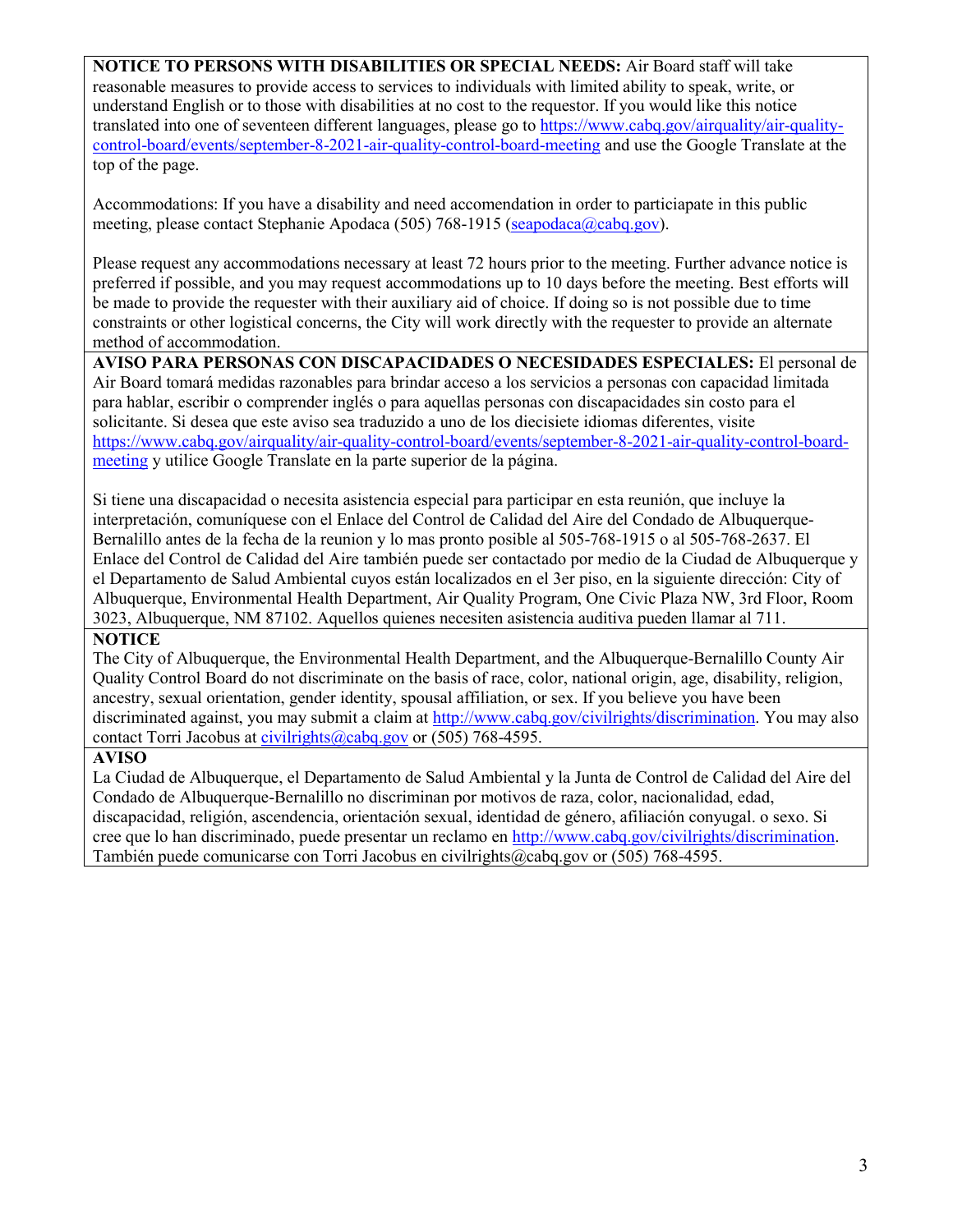**NOTICE TO PERSONS WITH DISABILITIES OR SPECIAL NEEDS:** Air Board staff will take reasonable measures to provide access to services to individuals with limited ability to speak, write, or understand English or to those with disabilities at no cost to the requestor. If you would like this notice translated into one of seventeen different languages, please go to https://www.cabq.gov/airquality/air-quality-control-board/events/september-8-2021-air-quality-control-board-meeting and use the Google Translate at the top of the page.

Accommodations: If you have a disability and need accomendation in order to particiapate in this public meeting, please contact Stephanie Apodaca (505) 768-1915 (seapodaca@cabq.gov).

Please request any accommodations necessary at least 72 hours prior to the meeting. Further advance notice is preferred if possible, and you may request accommodations up to 10 days before the meeting. Best efforts will be made to provide the requester with their auxiliary aid of choice. If doing so is not possible due to time constraints or other logistical concerns, the City will work directly with the requester to provide an alternate method of accommodation.

**AVISO PARA PERSONAS CON DISCAPACIDADES O NECESIDADES ESPECIALES:** El personal de Air Board tomará medidas razonables para brindar acceso a los servicios a personas con capacidad limitada para hablar, escribir o comprender inglés o para aquellas personas con discapacidades sin costo para el solicitante. Si desea que este aviso sea traducido a uno de los diecisiete idiomas diferentes, visite https://www.cabq.gov/airquality/air-quality-control-board/events/september-8-2021-air-quality-control-board-meeting y utilice Google Translate en la parte superior de la página.

Si tiene una discapacidad o necesita asistencia especial para participar en esta reunión, que incluye la interpretación, comuníquese con el Enlace del Control de Calidad del Aire del Condado de Albuquerque-Bernalillo antes de la fecha de la reunion y lo mas pronto posible al 505-768-1915 o al 505-768-2637. El Enlace del Control de Calidad del Aire también puede ser contactado por medio de la Ciudad de Albuquerque y el Departamento de Salud Ambiental cuyos están localizados en el 3er piso, en la siguiente dirección: City of Albuquerque, Environmental Health Department, Air Quality Program, One Civic Plaza NW, 3rd Floor, Room 3023, Albuquerque, NM 87102. Aquellos quienes necesiten asistencia auditiva pueden llamar al 711.

**NOTICE**

The City of Albuquerque, the Environmental Health Department, and the Albuquerque-Bernalillo County Air Quality Control Board do not discriminate on the basis of race, color, national origin, age, disability, religion, ancestry, sexual orientation, gender identity, spousal affiliation, or sex. If you believe you have been discriminated against, you may submit a claim at http://www.cabq.gov/civilrights/discrimination. You may also contact Torri Jacobus at civilrights@cabq.gov or (505) 768-4595.

**AVISO**

La Ciudad de Albuquerque, el Departamento de Salud Ambiental y la Junta de Control de Calidad del Aire del Condado de Albuquerque-Bernalillo no discriminan por motivos de raza, color, nacionalidad, edad, discapacidad, religión, ascendencia, orientación sexual, identidad de género, afiliación conyugal. o sexo. Si cree que lo han discriminado, puede presentar un reclamo en http://www.cabq.gov/civilrights/discrimination. También puede comunicarse con Torri Jacobus en civilrights@cabq.gov or (505) 768-4595.